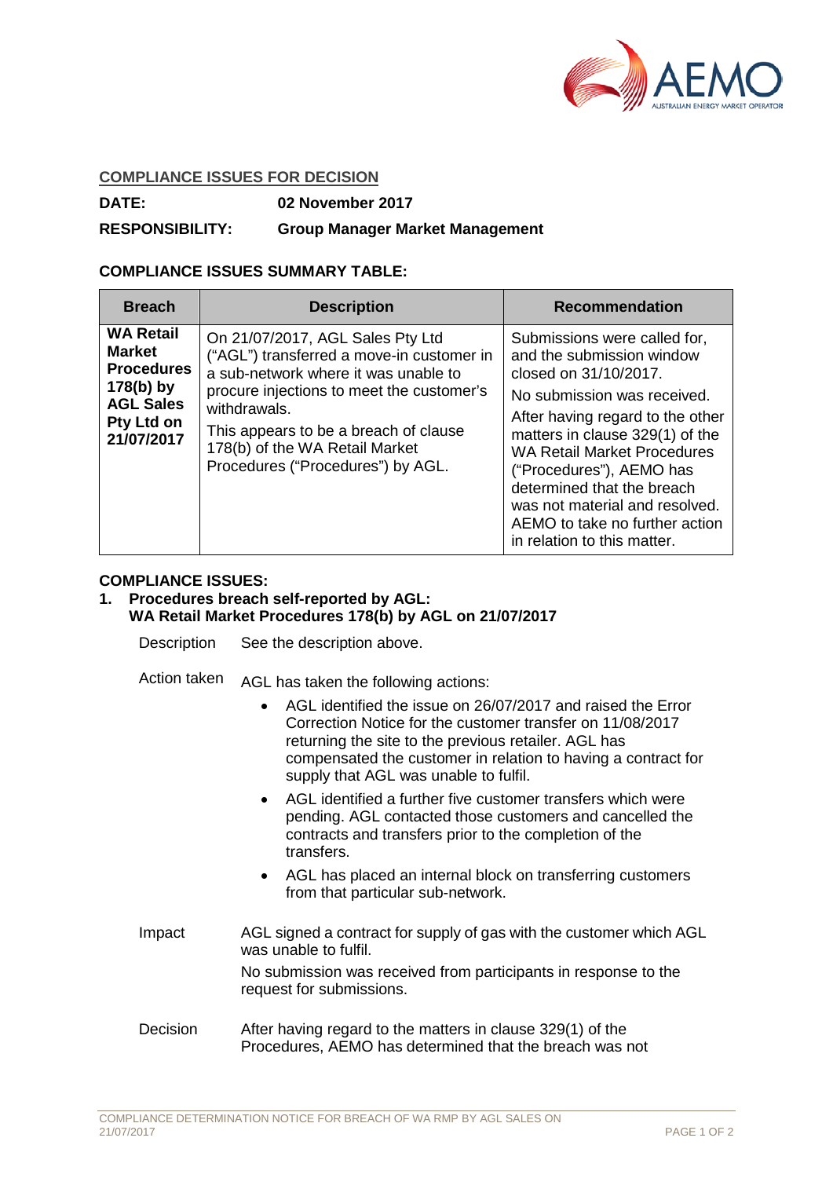## COMPLIANCE ISSUES FOR DECISION

**DATE:** 02 November 2017

**RESPONSIBILITY:** Group Manager Market Management

### COMPLIANCE ISSUES SUMMARY TABLE:

| Breach | Description | Recommendation |
|---|---|---|
| **WA Retail Market Procedures 178(b) by AGL Sales Pty Ltd on 21/07/2017** | On 21/07/2017, AGL Sales Pty Ltd ("AGL") transferred a move-in customer in a sub-network where it was unable to procure injections to meet the customer's withdrawals.<br><br>This appears to be a breach of clause 178(b) of the WA Retail Market Procedures ("Procedures") by AGL. | Submissions were called for, and the submission window closed on 31/10/2017.<br><br>No submission was received.<br><br>After having regard to the other matters in clause 329(1) of the WA Retail Market Procedures ("Procedures"), AEMO has determined that the breach was not material and resolved. AEMO to take no further action in relation to this matter. |

### COMPLIANCE ISSUES:

**1. Procedures breach self-reported by AGL: WA Retail Market Procedures 178(b) by AGL on 21/07/2017**

**Description**

See the description above.

**Action taken**

AGL has taken the following actions:

- AGL identified the issue on 26/07/2017 and raised the Error Correction Notice for the customer transfer on 11/08/2017 returning the site to the previous retailer. AGL has compensated the customer in relation to having a contract for supply that AGL was unable to fulfil.
- AGL identified a further five customer transfers which were pending. AGL contacted those customers and cancelled the contracts and transfers prior to the completion of the transfers.
- AGL has placed an internal block on transferring customers from that particular sub-network.

**Impact**

AGL signed a contract for supply of gas with the customer which AGL was unable to fulfil.

No submission was received from participants in response to the request for submissions.

**Decision**

After having regard to the matters in clause 329(1) of the Procedures, AEMO has determined that the breach was not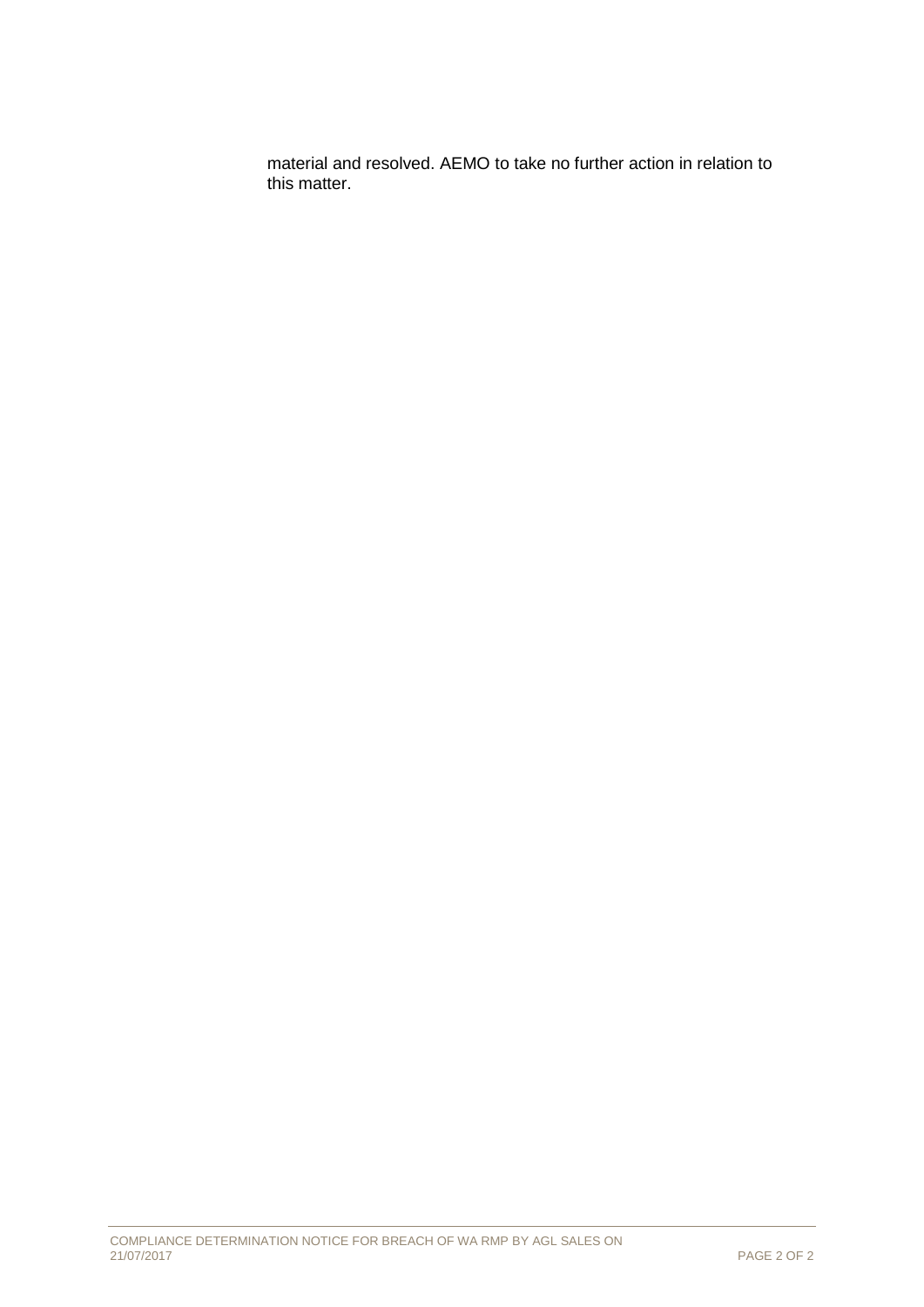material and resolved. AEMO to take no further action in relation to this matter.